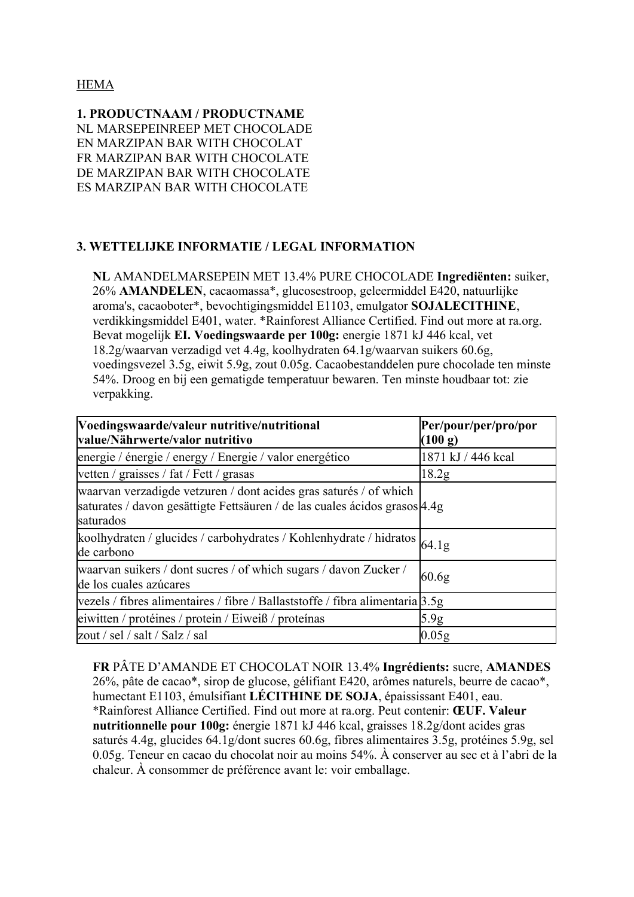HEMA

**1. PRODUCTNAAM / PRODUCTNAME**
NL MARSEPEINREEP MET CHOCOLADE
EN MARZIPAN BAR WITH CHOCOLAT
FR MARZIPAN BAR WITH CHOCOLATE
DE MARZIPAN BAR WITH CHOCOLATE
ES MARZIPAN BAR WITH CHOCOLATE

**3. WETTELIJKE INFORMATIE / LEGAL INFORMATION**

**NL** AMANDELMARSEPEIN MET 13.4% PURE CHOCOLADE **Ingrediënten:** suiker, 26% **AMANDELEN**, cacaomassa*, glucosestroop, geleermiddel E420, natuurlijke aroma's, cacaoboter*, bevochtigingsmiddel E1103, emulgator **SOJALECITHINE**, verdikkingsmiddel E401, water. *Rainforest Alliance Certified. Find out more at ra.org. Bevat mogelijk **EI. Voedingswaarde per 100g:** energie 1871 kJ 446 kcal, vet 18.2g/waarvan verzadigd vet 4.4g, koolhydraten 64.1g/waarvan suikers 60.6g, voedingsvezel 3.5g, eiwit 5.9g, zout 0.05g. Cacaobestanddelen pure chocolade ten minste 54%. Droog en bij een gematigde temperatuur bewaren. Ten minste houdbaar tot: zie verpakking.

| **Voedingswaarde/valeur nutritive/nutritional value/Nährwerte/valor nutritivo** | **Per/pour/per/pro/por (100 g)** |
|---|---|
| energie / énergie / energy / Energie / valor energético | 1871 kJ / 446 kcal |
| vetten / graisses / fat / Fett / grasas | 18.2g |
| waarvan verzadigde vetzuren / dont acides gras saturés / of which saturates / davon gesättigte Fettsäuren / de las cuales ácidos grasos saturados | 4.4g |
| koolhydraten / glucides / carbohydrates / Kohlenhydrate / hidratos de carbono | 64.1g |
| waarvan suikers / dont sucres / of which sugars / davon Zucker / de los cuales azúcares | 60.6g |
| vezels / fibres alimentaires / fibre / Ballaststoffe / fibra alimentaria | 3.5g |
| eiwitten / protéines / protein / Eiweiß / proteínas | 5.9g |
| zout / sel / salt / Salz / sal | 0.05g |

**FR** PÂTE D'AMANDE ET CHOCOLAT NOIR 13.4% **Ingrédients:** sucre, **AMANDES** 26%, pâte de cacao*, sirop de glucose, gélifiant E420, arômes naturels, beurre de cacao*, humectant E1103, émulsifiant **LÉCITHINE DE SOJA**, épaississant E401, eau. *Rainforest Alliance Certified. Find out more at ra.org. Peut contenir: **ŒUF. Valeur nutritionnelle pour 100g:** énergie 1871 kJ 446 kcal, graisses 18.2g/dont acides gras saturés 4.4g, glucides 64.1g/dont sucres 60.6g, fibres alimentaires 3.5g, protéines 5.9g, sel 0.05g. Teneur en cacao du chocolat noir au moins 54%. À conserver au sec et à l'abri de la chaleur. À consommer de préférence avant le: voir emballage.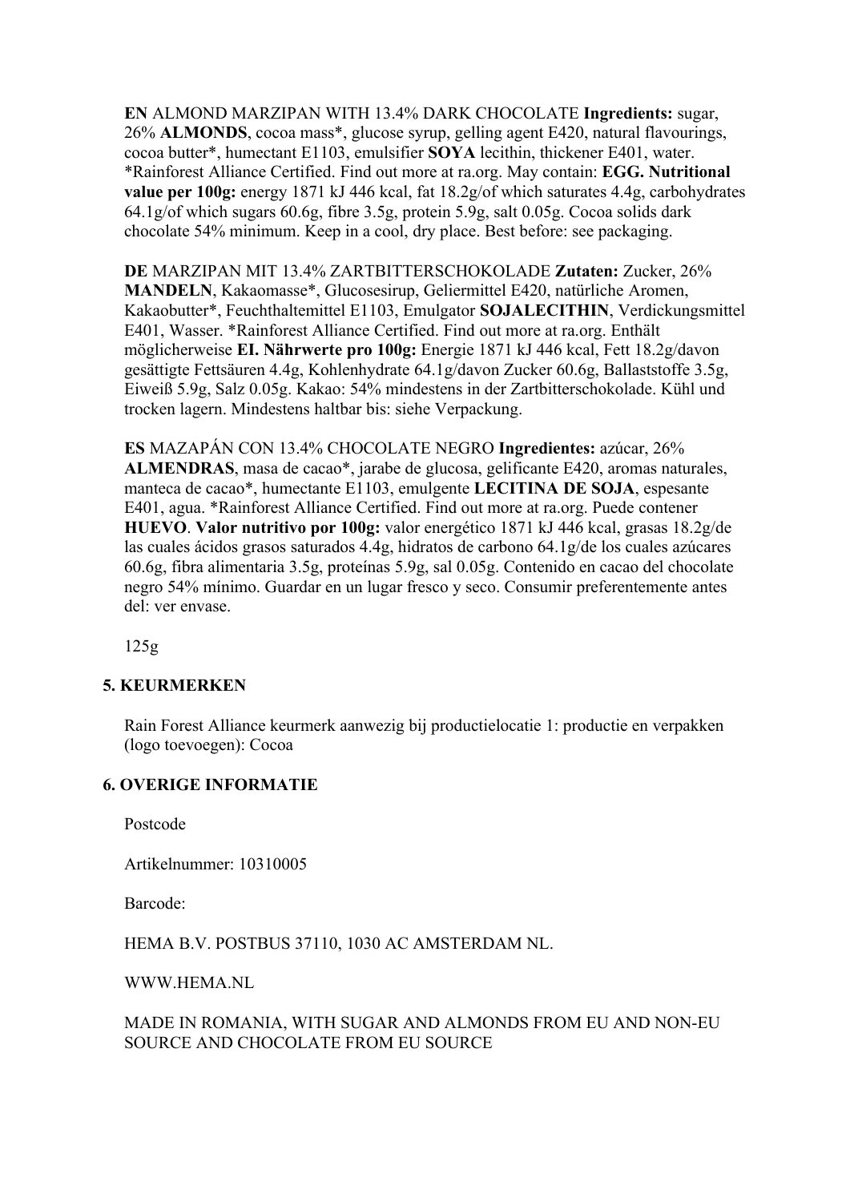**EN** ALMOND MARZIPAN WITH 13.4% DARK CHOCOLATE **Ingredients:** sugar, 26% **ALMONDS**, cocoa mass*, glucose syrup, gelling agent E420, natural flavourings, cocoa butter*, humectant E1103, emulsifier **SOYA** lecithin, thickener E401, water. *Rainforest Alliance Certified. Find out more at ra.org. May contain: **EGG. Nutritional value per 100g:** energy 1871 kJ 446 kcal, fat 18.2g/of which saturates 4.4g, carbohydrates 64.1g/of which sugars 60.6g, fibre 3.5g, protein 5.9g, salt 0.05g. Cocoa solids dark chocolate 54% minimum. Keep in a cool, dry place. Best before: see packaging.

**DE** MARZIPAN MIT 13.4% ZARTBITTERSCHOKOLADE **Zutaten:** Zucker, 26% **MANDELN**, Kakaomasse*, Glucosesirup, Geliermittel E420, natürliche Aromen, Kakaobutter*, Feuchthaltemittel E1103, Emulgator **SOJALECITHIN**, Verdickungsmittel E401, Wasser. *Rainforest Alliance Certified. Find out more at ra.org. Enthält möglicherweise **EI. Nährwerte pro 100g:** Energie 1871 kJ 446 kcal, Fett 18.2g/davon gesättigte Fettsäuren 4.4g, Kohlenhydrate 64.1g/davon Zucker 60.6g, Ballaststoffe 3.5g, Eiweiß 5.9g, Salz 0.05g. Kakao: 54% mindestens in der Zartbitterschokolade. Kühl und trocken lagern. Mindestens haltbar bis: siehe Verpackung.

**ES** MAZAPÁN CON 13.4% CHOCOLATE NEGRO **Ingredientes:** azúcar, 26% **ALMENDRAS**, masa de cacao*, jarabe de glucosa, gelificante E420, aromas naturales, manteca de cacao*, humectante E1103, emulgente **LECITINA DE SOJA**, espesante E401, agua. *Rainforest Alliance Certified. Find out more at ra.org. Puede contener **HUEVO**. **Valor nutritivo por 100g:** valor energético 1871 kJ 446 kcal, grasas 18.2g/de las cuales ácidos grasos saturados 4.4g, hidratos de carbono 64.1g/de los cuales azúcares 60.6g, fibra alimentaria 3.5g, proteínas 5.9g, sal 0.05g. Contenido en cacao del chocolate negro 54% mínimo. Guardar en un lugar fresco y seco. Consumir preferentemente antes del: ver envase.

125g

**5. KEURMERKEN**

Rain Forest Alliance keurmerk aanwezig bij productielocatie 1: productie en verpakken (logo toevoegen): Cocoa

**6. OVERIGE INFORMATIE**

Postcode

Artikelnummer: 10310005

Barcode:

HEMA B.V. POSTBUS 37110, 1030 AC AMSTERDAM NL.

WWW.HEMA.NL

MADE IN ROMANIA, WITH SUGAR AND ALMONDS FROM EU AND NON-EU SOURCE AND CHOCOLATE FROM EU SOURCE